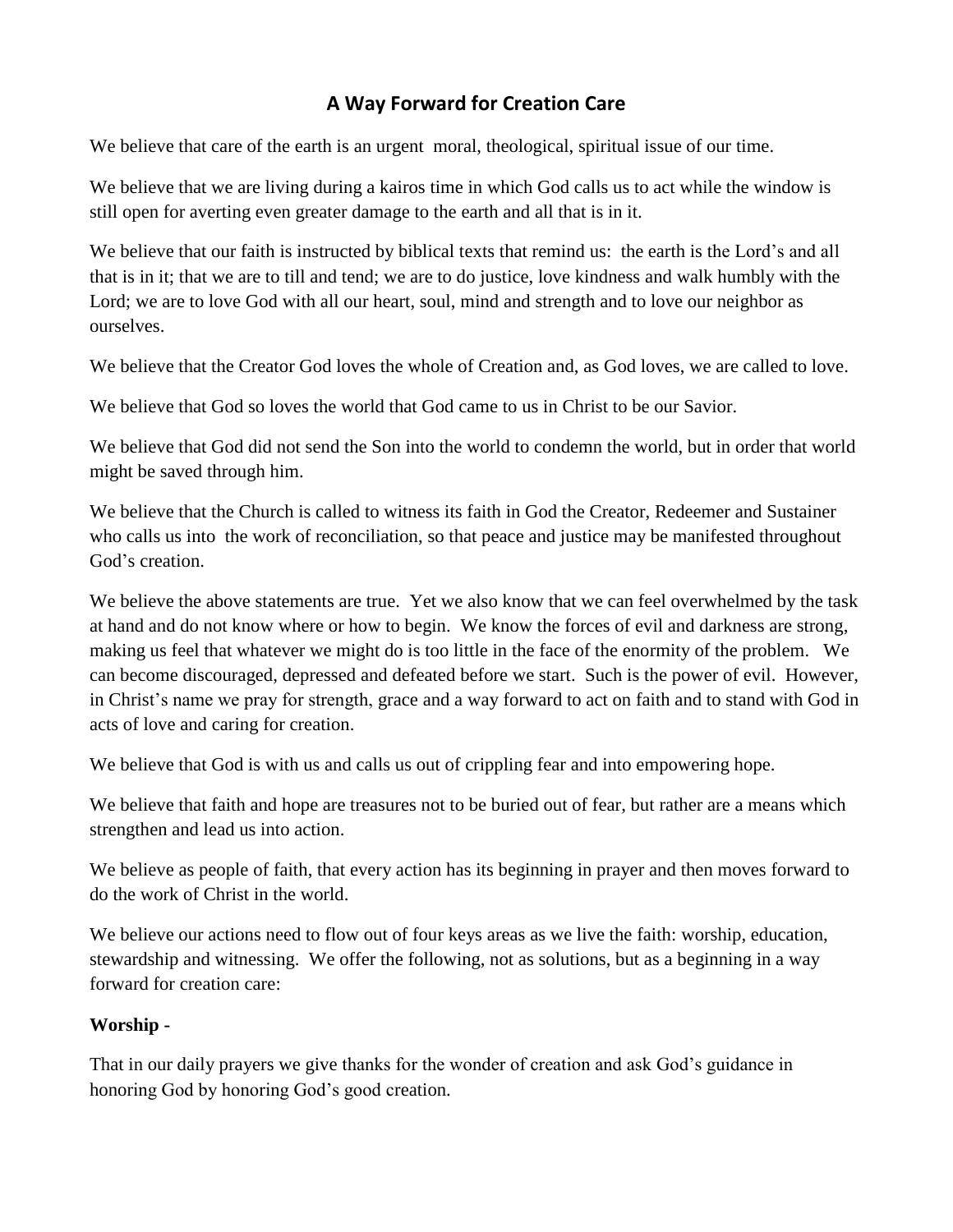# A Way Forward for Creation Care

We believe that care of the earth is an urgent moral, theological, spiritual issue of our time.

We believe that we are living during a kairos time in which God calls us to act while the window is still open for averting even greater damage to the earth and all that is in it.

We believe that our faith is instructed by biblical texts that remind us: the earth is the Lord's and all that is in it; that we are to till and tend; we are to do justice, love kindness and walk humbly with the Lord; we are to love God with all our heart, soul, mind and strength and to love our neighbor as ourselves.

We believe that the Creator God loves the whole of Creation and, as God loves, we are called to love.

We believe that God so loves the world that God came to us in Christ to be our Savior.

We believe that God did not send the Son into the world to condemn the world, but in order that world might be saved through him.

We believe that the Church is called to witness its faith in God the Creator, Redeemer and Sustainer who calls us into the work of reconciliation, so that peace and justice may be manifested throughout God's creation.

We believe the above statements are true. Yet we also know that we can feel overwhelmed by the task at hand and do not know where or how to begin. We know the forces of evil and darkness are strong, making us feel that whatever we might do is too little in the face of the enormity of the problem. We can become discouraged, depressed and defeated before we start. Such is the power of evil. However, in Christ's name we pray for strength, grace and a way forward to act on faith and to stand with God in acts of love and caring for creation.

We believe that God is with us and calls us out of crippling fear and into empowering hope.

We believe that faith and hope are treasures not to be buried out of fear, but rather are a means which strengthen and lead us into action.

We believe as people of faith, that every action has its beginning in prayer and then moves forward to do the work of Christ in the world.

We believe our actions need to flow out of four keys areas as we live the faith: worship, education, stewardship and witnessing. We offer the following, not as solutions, but as a beginning in a way forward for creation care:

**Worship -**

That in our daily prayers we give thanks for the wonder of creation and ask God's guidance in honoring God by honoring God's good creation.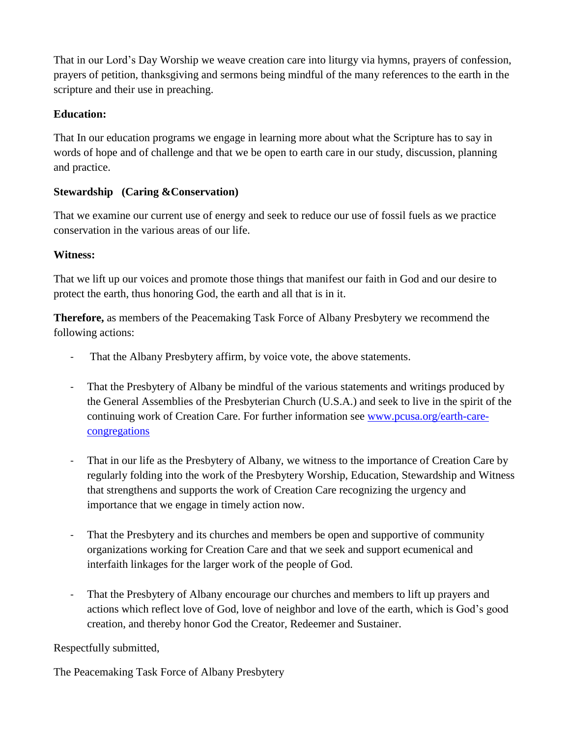That in our Lord's Day Worship we weave creation care into liturgy via hymns, prayers of confession, prayers of petition, thanksgiving and sermons being mindful of the many references to the earth in the scripture and their use in preaching.

**Education:**

That In our education programs we engage in learning more about what the Scripture has to say in words of hope and of challenge and that we be open to earth care in our study, discussion, planning and practice.

**Stewardship (Caring &Conservation)**

That we examine our current use of energy and seek to reduce our use of fossil fuels as we practice conservation in the various areas of our life.

**Witness:**

That we lift up our voices and promote those things that manifest our faith in God and our desire to protect the earth, thus honoring God, the earth and all that is in it.

**Therefore,** as members of the Peacemaking Task Force of Albany Presbytery we recommend the following actions:

- That the Albany Presbytery affirm, by voice vote, the above statements.

- That the Presbytery of Albany be mindful of the various statements and writings produced by the General Assemblies of the Presbyterian Church (U.S.A.) and seek to live in the spirit of the continuing work of Creation Care. For further information see [www.pcusa.org/earth-care-congregations](http://www.pcusa.org/earth-care-congregations)

- That in our life as the Presbytery of Albany, we witness to the importance of Creation Care by regularly folding into the work of the Presbytery Worship, Education, Stewardship and Witness that strengthens and supports the work of Creation Care recognizing the urgency and importance that we engage in timely action now.

- That the Presbytery and its churches and members be open and supportive of community organizations working for Creation Care and that we seek and support ecumenical and interfaith linkages for the larger work of the people of God.

- That the Presbytery of Albany encourage our churches and members to lift up prayers and actions which reflect love of God, love of neighbor and love of the earth, which is God's good creation, and thereby honor God the Creator, Redeemer and Sustainer.

Respectfully submitted,

The Peacemaking Task Force of Albany Presbytery